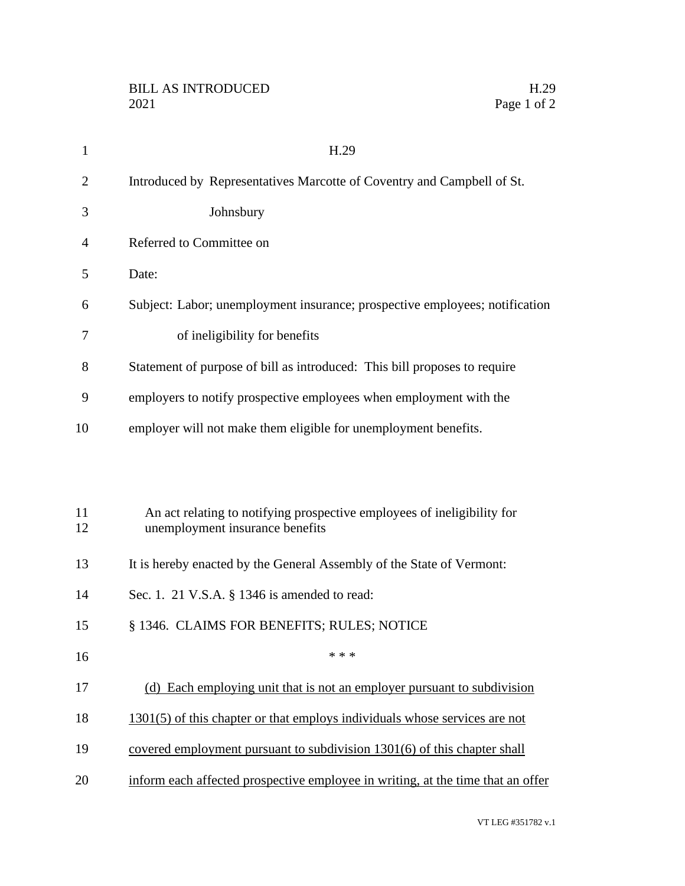H.29

Introduced by Representatives Marcotte of Coventry and Campbell of St. Johnsbury

Referred to Committee on

Date:

Subject: Labor; unemployment insurance; prospective employees; notification of ineligibility for benefits

Statement of purpose of bill as introduced: This bill proposes to require employers to notify prospective employees when employment with the employer will not make them eligible for unemployment benefits.

An act relating to notifying prospective employees of ineligibility for unemployment insurance benefits

It is hereby enacted by the General Assembly of the State of Vermont:

Sec. 1. 21 V.S.A. § 1346 is amended to read:

§ 1346. CLAIMS FOR BENEFITS; RULES; NOTICE

\* \* \*

<u>(d) Each employing unit that is not an employer pursuant to subdivision 1301(5) of this chapter or that employs individuals whose services are not covered employment pursuant to subdivision 1301(6) of this chapter shall inform each affected prospective employee in writing, at the time that an offer</u>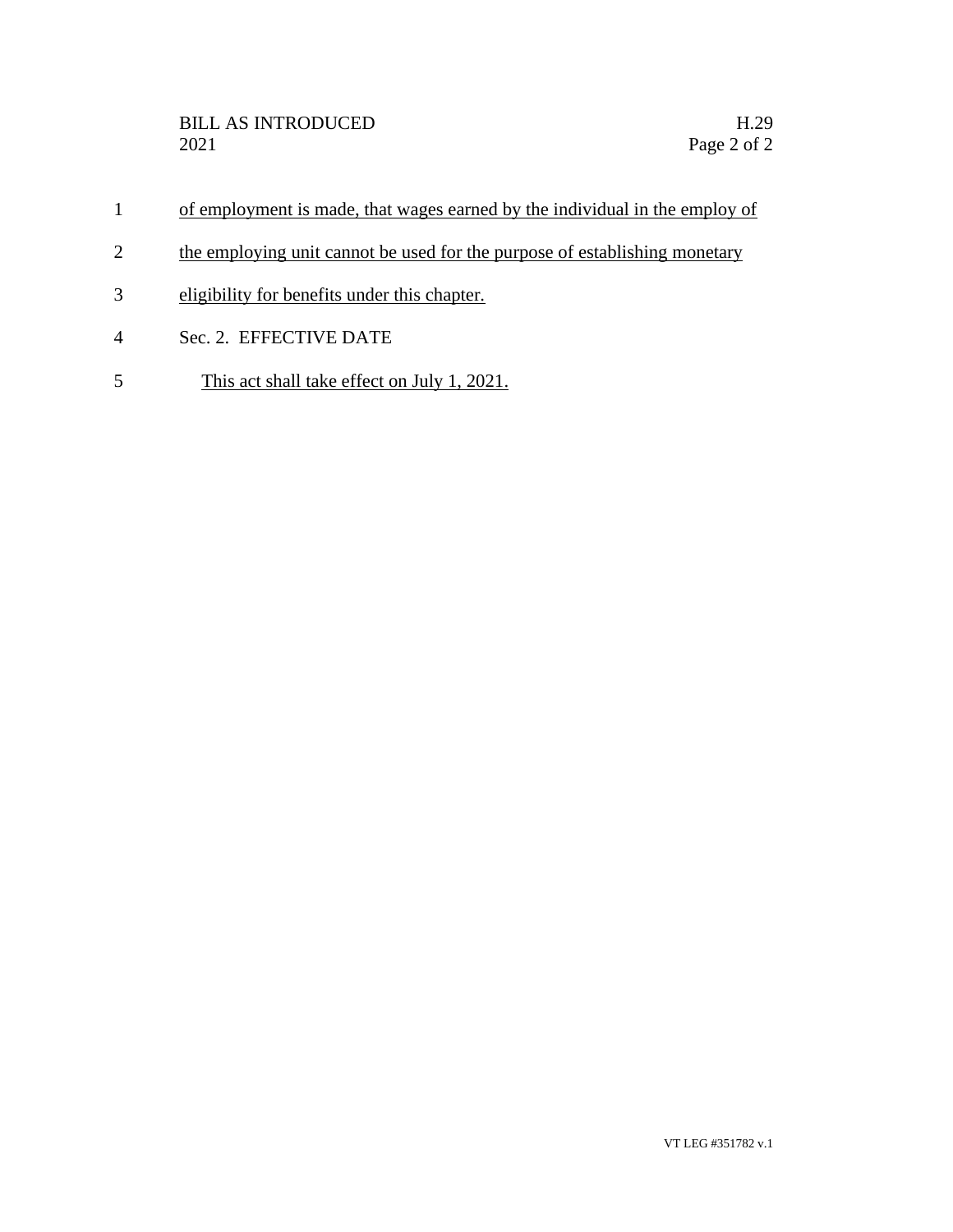of employment is made, that wages earned by the individual in the employ of the employing unit cannot be used for the purpose of establishing monetary eligibility for benefits under this chapter.

Sec. 2. EFFECTIVE DATE

This act shall take effect on July 1, 2021.